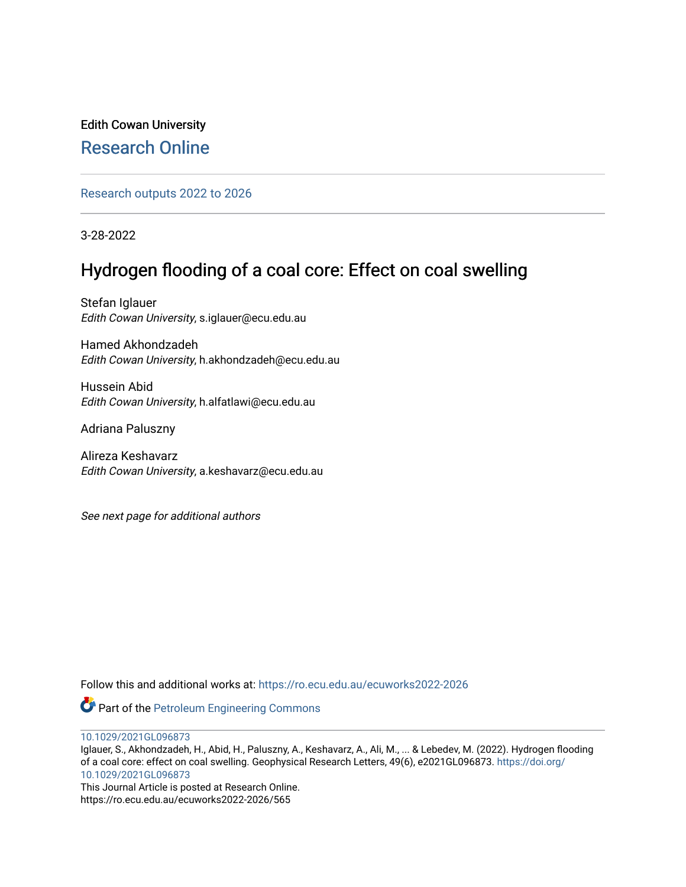Edith Cowan University

# Research Online

Research outputs 2022 to 2026

3-28-2022

## Hydrogen flooding of a coal core: Effect on coal swelling

Stefan Iglauer
*Edith Cowan University*, s.iglauer@ecu.edu.au

Hamed Akhondzadeh
*Edith Cowan University*, h.akhondzadeh@ecu.edu.au

Hussein Abid
*Edith Cowan University*, h.alfatlawi@ecu.edu.au

Adriana Paluszny

Alireza Keshavarz
*Edith Cowan University*, a.keshavarz@ecu.edu.au

*See next page for additional authors*

Follow this and additional works at: https://ro.ecu.edu.au/ecuworks2022-2026

Part of the Petroleum Engineering Commons

10.1029/2021GL096873
Iglauer, S., Akhondzadeh, H., Abid, H., Paluszny, A., Keshavarz, A., Ali, M., ... & Lebedev, M. (2022). Hydrogen flooding of a coal core: effect on coal swelling. Geophysical Research Letters, 49(6), e2021GL096873. https://doi.org/10.1029/2021GL096873
This Journal Article is posted at Research Online.
https://ro.ecu.edu.au/ecuworks2022-2026/565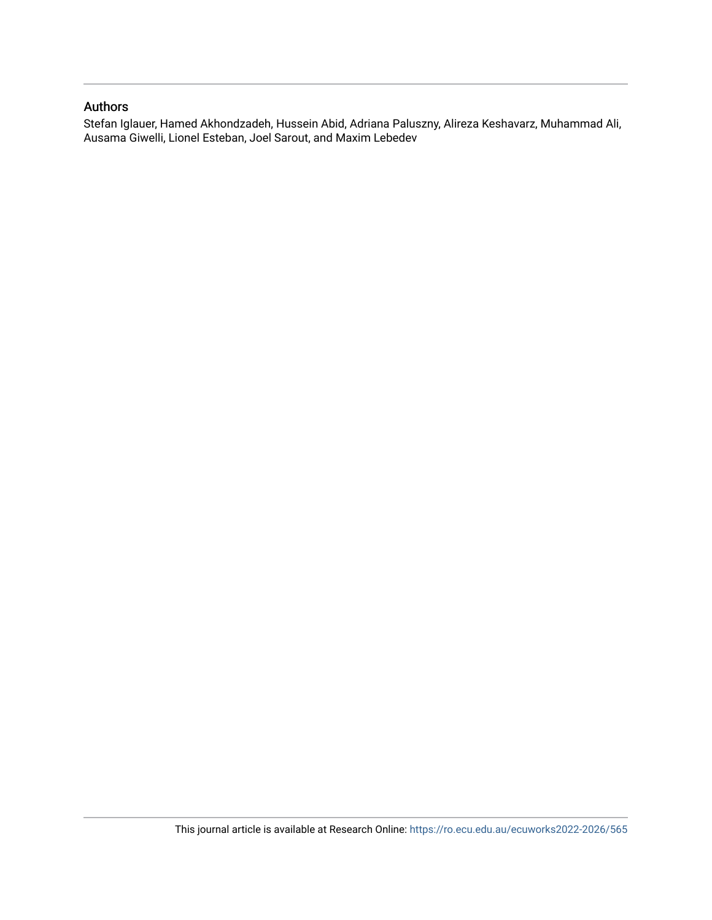## Authors

Stefan Iglauer, Hamed Akhondzadeh, Hussein Abid, Adriana Paluszny, Alireza Keshavarz, Muhammad Ali, Ausama Giwelli, Lionel Esteban, Joel Sarout, and Maxim Lebedev

This journal article is available at Research Online: https://ro.ecu.edu.au/ecuworks2022-2026/565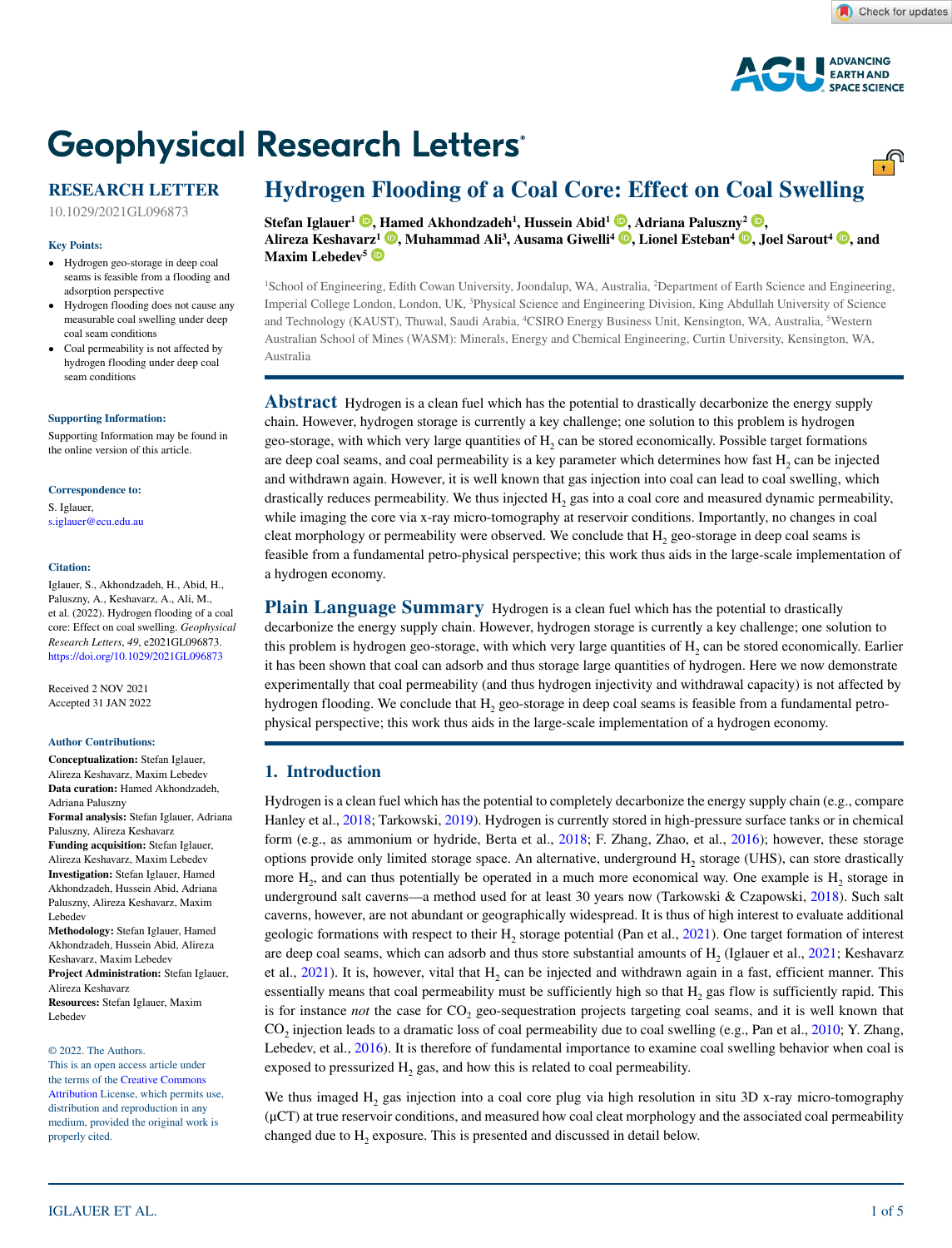# Hydrogen Flooding of a Coal Core: Effect on Coal Swelling

**Stefan Iglauer**[1], **Hamed Akhondzadeh**[1], **Hussein Abid**[1], **Adriana Paluszny**[2], **Alireza Keshavarz**[1], **Muhammad Ali**[3], **Ausama Giwelli**[4], **Lionel Esteban**[4], **Joel Sarout**[4], and **Maxim Lebedev**[5]

[1]School of Engineering, Edith Cowan University, Joondalup, WA, Australia, [2]Department of Earth Science and Engineering, Imperial College London, London, UK, [3]Physical Science and Engineering Division, King Abdullah University of Science and Technology (KAUST), Thuwal, Saudi Arabia, [4]CSIRO Energy Business Unit, Kensington, WA, Australia, [5]Western Australian School of Mines (WASM): Minerals, Energy and Chemical Engineering, Curtin University, Kensington, WA, Australia

**RESEARCH LETTER**

10.1029/2021GL096873

**Key Points:**

- Hydrogen geo-storage in deep coal seams is feasible from a flooding and adsorption perspective
- Hydrogen flooding does not cause any measurable coal swelling under deep coal seam conditions
- Coal permeability is not affected by hydrogen flooding under deep coal seam conditions

**Supporting Information:**

Supporting Information may be found in the online version of this article.

**Correspondence to:**

S. Iglauer,
s.iglauer@ecu.edu.au

**Citation:**

Iglauer, S., Akhondzadeh, H., Abid, H., Paluszny, A., Keshavarz, A., Ali, M., et al. (2022). Hydrogen flooding of a coal core: Effect on coal swelling. *Geophysical Research Letters*, *49*, e2021GL096873. https://doi.org/10.1029/2021GL096873

Received 2 NOV 2021
Accepted 31 JAN 2022

**Author Contributions:**

**Conceptualization:** Stefan Iglauer, Alireza Keshavarz, Maxim Lebedev
**Data curation:** Hamed Akhondzadeh, Adriana Paluszny
**Formal analysis:** Stefan Iglauer, Adriana Paluszny, Alireza Keshavarz
**Funding acquisition:** Stefan Iglauer, Alireza Keshavarz, Maxim Lebedev
**Investigation:** Stefan Iglauer, Hamed Akhondzadeh, Hussein Abid, Adriana Paluszny, Alireza Keshavarz, Maxim Lebedev
**Methodology:** Stefan Iglauer, Hamed Akhondzadeh, Hussein Abid, Alireza Keshavarz, Maxim Lebedev
**Project Administration:** Stefan Iglauer, Alireza Keshavarz
**Resources:** Stefan Iglauer, Maxim Lebedev

© 2022. The Authors.
This is an open access article under the terms of the Creative Commons Attribution License, which permits use, distribution and reproduction in any medium, provided the original work is properly cited.

## Abstract

Hydrogen is a clean fuel which has the potential to drastically decarbonize the energy supply chain. However, hydrogen storage is currently a key challenge; one solution to this problem is hydrogen geo-storage, with which very large quantities of $H_2$ can be stored economically. Possible target formations are deep coal seams, and coal permeability is a key parameter which determines how fast $H_2$ can be injected and withdrawn again. However, it is well known that gas injection into coal can lead to coal swelling, which drastically reduces permeability. We thus injected $H_2$ gas into a coal core and measured dynamic permeability, while imaging the core via x-ray micro-tomography at reservoir conditions. Importantly, no changes in coal cleat morphology or permeability were observed. We conclude that $H_2$ geo-storage in deep coal seams is feasible from a fundamental petro-physical perspective; this work thus aids in the large-scale implementation of a hydrogen economy.

## Plain Language Summary

Hydrogen is a clean fuel which has the potential to drastically decarbonize the energy supply chain. However, hydrogen storage is currently a key challenge; one solution to this problem is hydrogen geo-storage, with which very large quantities of $H_2$ can be stored economically. Earlier it has been shown that coal can adsorb and thus storage large quantities of hydrogen. Here we now demonstrate experimentally that coal permeability (and thus hydrogen injectivity and withdrawal capacity) is not affected by hydrogen flooding. We conclude that $H_2$ geo-storage in deep coal seams is feasible from a fundamental petro-physical perspective; this work thus aids in the large-scale implementation of a hydrogen economy.

## 1. Introduction

Hydrogen is a clean fuel which has the potential to completely decarbonize the energy supply chain (e.g., compare Hanley et al., 2018; Tarkowski, 2019). Hydrogen is currently stored in high-pressure surface tanks or in chemical form (e.g., as ammonium or hydride, Berta et al., 2018; F. Zhang, Zhao, et al., 2016); however, these storage options provide only limited storage space. An alternative, underground $H_2$ storage (UHS), can store drastically more $H_2$, and can thus potentially be operated in a much more economical way. One example is $H_2$ storage in underground salt caverns—a method used for at least 30 years now (Tarkowski & Czapowski, 2018). Such salt caverns, however, are not abundant or geographically widespread. It is thus of high interest to evaluate additional geologic formations with respect to their $H_2$ storage potential (Pan et al., 2021). One target formation of interest are deep coal seams, which can adsorb and thus store substantial amounts of $H_2$ (Iglauer et al., 2021; Keshavarz et al., 2021). It is, however, vital that $H_2$ can be injected and withdrawn again in a fast, efficient manner. This essentially means that coal permeability must be sufficiently high so that $H_2$ gas flow is sufficiently rapid. This is for instance *not* the case for $CO_2$ geo-sequestration projects targeting coal seams, and it is well known that $CO_2$ injection leads to a dramatic loss of coal permeability due to coal swelling (e.g., Pan et al., 2010; Y. Zhang, Lebedev, et al., 2016). It is therefore of fundamental importance to examine coal swelling behavior when coal is exposed to pressurized $H_2$ gas, and how this is related to coal permeability.

We thus imaged $H_2$ gas injection into a coal core plug via high resolution in situ 3D x-ray micro-tomography (μCT) at true reservoir conditions, and measured how coal cleat morphology and the associated coal permeability changed due to $H_2$ exposure. This is presented and discussed in detail below.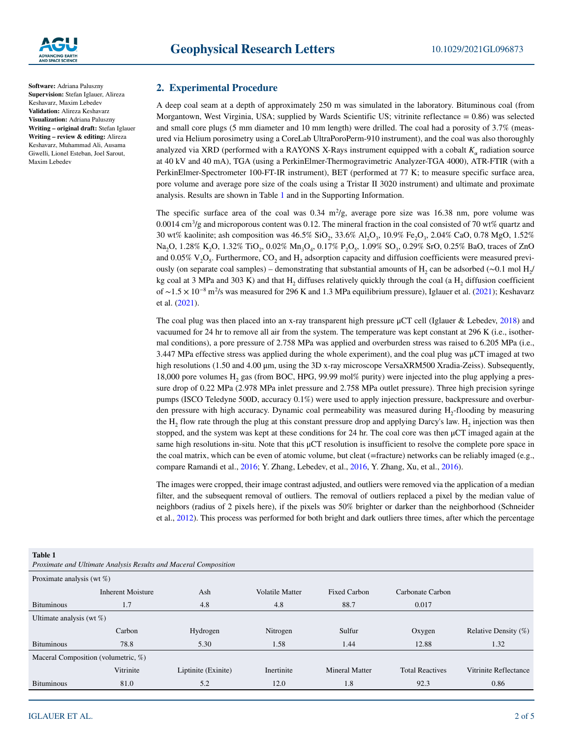**Software:** Adriana Paluszny
**Supervision:** Stefan Iglauer, Alireza Keshavarz, Maxim Lebedev
**Validation:** Alireza Keshavarz
**Visualization:** Adriana Paluszny
**Writing – original draft:** Stefan Iglauer
**Writing – review & editing:** Alireza Keshavarz, Muhammad Ali, Ausama Giwelli, Lionel Esteban, Joel Sarout, Maxim Lebedev

## 2. Experimental Procedure

A deep coal seam at a depth of approximately 250 m was simulated in the laboratory. Bituminous coal (from Morgantown, West Virginia, USA; supplied by Wards Scientific US; vitrinite reflectance = 0.86) was selected and small core plugs (5 mm diameter and 10 mm length) were drilled. The coal had a porosity of 3.7% (measured via Helium porosimetry using a CoreLab UltraPoroPerm-910 instrument), and the coal was also thoroughly analyzed via XRD (performed with a RAYONS X-Rays instrument equipped with a cobalt $K_\alpha$ radiation source at 40 kV and 40 mA), TGA (using a PerkinElmer-Thermogravimetric Analyzer-TGA 4000), ATR-FTIR (with a PerkinElmer-Spectrometer 100-FT-IR instrument), BET (performed at 77 K; to measure specific surface area, pore volume and average pore size of the coals using a Tristar II 3020 instrument) and ultimate and proximate analysis. Results are shown in Table 1 and in the Supporting Information.

The specific surface area of the coal was 0.34 $m^2/g$, average pore size was 16.38 nm, pore volume was 0.0014 $cm^3/g$ and microporous content was 0.12. The mineral fraction in the coal consisted of 70 wt% quartz and 30 wt% kaolinite; ash composition was 46.5% $SiO_2$, 33.6% $Al_2O_3$, 10.9% $Fe_2O_3$, 2.04% CaO, 0.78 MgO, 1.52% $Na_2O$, 1.28% $K_2O$, 1.32% $TiO_2$, 0.02% $Mn_3O_4$, 0.17% $P_2O_5$, 1.09% $SO_3$, 0.29% SrO, 0.25% BaO, traces of ZnO and 0.05% $V_2O_5$. Furthermore, $CO_2$ and $H_2$ adsorption capacity and diffusion coefficients were measured previously (on separate coal samples) – demonstrating that substantial amounts of $H_2$ can be adsorbed (~0.1 mol $H_2$/kg coal at 3 MPa and 303 K) and that $H_2$ diffuses relatively quickly through the coal (a $H_2$ diffusion coefficient of ~$1.5 \times 10^{-8}$ $m^2/s$ was measured for 296 K and 1.3 MPa equilibrium pressure), Iglauer et al. (2021); Keshavarz et al. (2021).

The coal plug was then placed into an x-ray transparent high pressure μCT cell (Iglauer & Lebedev, 2018) and vacuumed for 24 hr to remove all air from the system. The temperature was kept constant at 296 K (i.e., isothermal conditions), a pore pressure of 2.758 MPa was applied and overburden stress was raised to 6.205 MPa (i.e., 3.447 MPa effective stress was applied during the whole experiment), and the coal plug was μCT imaged at two high resolutions (1.50 and 4.00 μm, using the 3D x-ray microscope VersaXRM500 Xradia-Zeiss). Subsequently, 18,000 pore volumes $H_2$ gas (from BOC, HPG, 99.99 mol% purity) were injected into the plug applying a pressure drop of 0.22 MPa (2.978 MPa inlet pressure and 2.758 MPa outlet pressure). Three high precision syringe pumps (ISCO Teledyne 500D, accuracy 0.1%) were used to apply injection pressure, backpressure and overburden pressure with high accuracy. Dynamic coal permeability was measured during $H_2$-flooding by measuring the $H_2$ flow rate through the plug at this constant pressure drop and applying Darcy's law. $H_2$ injection was then stopped, and the system was kept at these conditions for 24 hr. The coal core was then μCT imaged again at the same high resolutions in-situ. Note that this μCT resolution is insufficient to resolve the complete pore space in the coal matrix, which can be even of atomic volume, but cleat (=fracture) networks can be reliably imaged (e.g., compare Ramandi et al., 2016; Y. Zhang, Lebedev, et al., 2016, Y. Zhang, Xu, et al., 2016).

The images were cropped, their image contrast adjusted, and outliers were removed via the application of a median filter, and the subsequent removal of outliers. The removal of outliers replaced a pixel by the median value of neighbors (radius of 2 pixels here), if the pixels was 50% brighter or darker than the neighborhood (Schneider et al., 2012). This process was performed for both bright and dark outliers three times, after which the percentage

**Table 1**
*Proximate and Ultimate Analysis Results and Maceral Composition*

| Proximate analysis (wt %) | | | | | | |
|---|---|---|---|---|---|---|
| | Inherent Moisture | Ash | Volatile Matter | Fixed Carbon | Carbonate Carbon | |
| Bituminous | 1.7 | 4.8 | 4.8 | 88.7 | 0.017 | |
| **Ultimate analysis (wt %)** | | | | | | |
| | Carbon | Hydrogen | Nitrogen | Sulfur | Oxygen | Relative Density (%) |
| Bituminous | 78.8 | 5.30 | 1.58 | 1.44 | 12.88 | 1.32 |
| **Maceral Composition (volumetric, %)** | | | | | | |
| | Vitrinite | Liptinite (Exinite) | Inertinite | Mineral Matter | Total Reactives | Vitrinite Reflectance |
| Bituminous | 81.0 | 5.2 | 12.0 | 1.8 | 92.3 | 0.86 |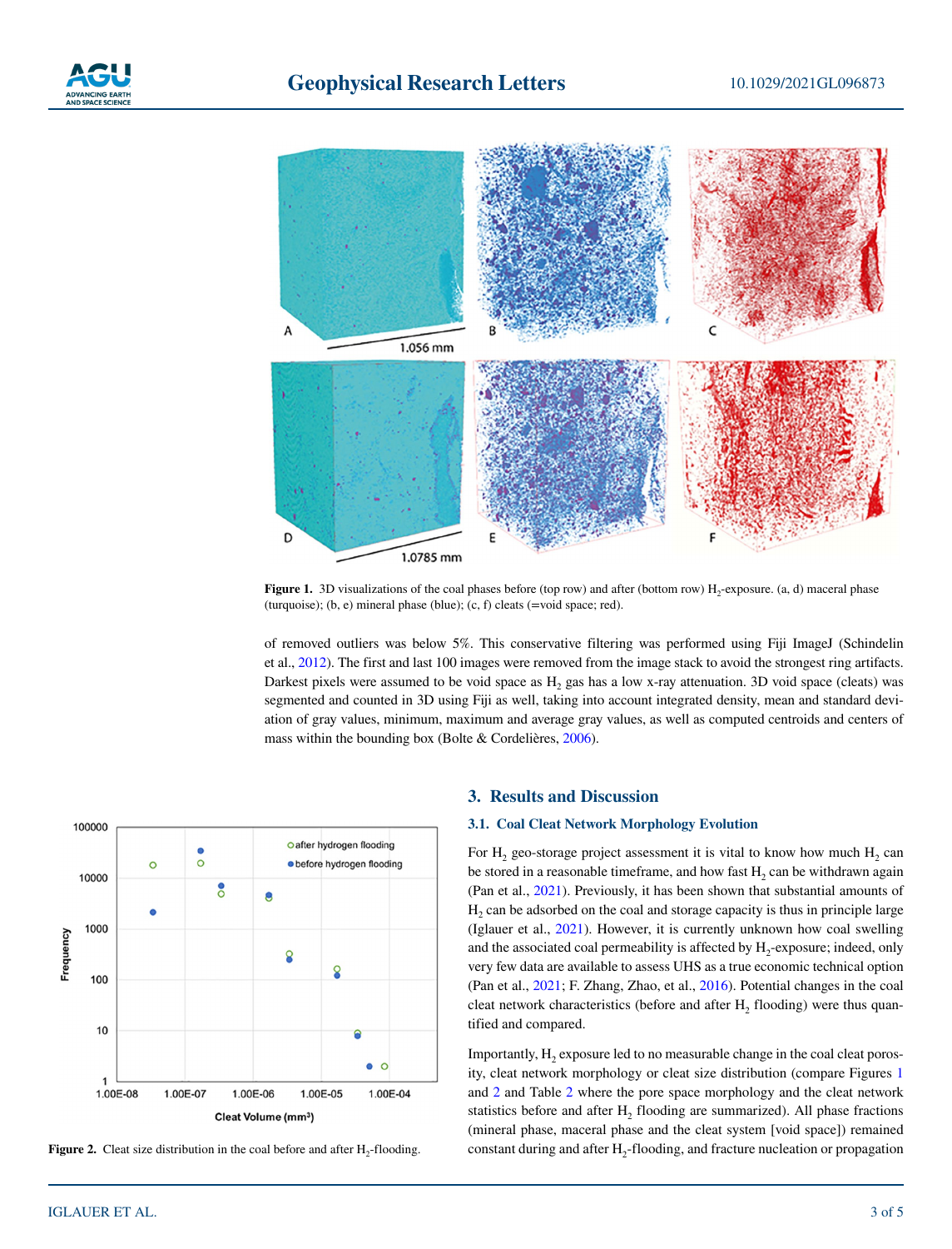Figure 1. 3D visualizations of the coal phases before (top row) and after (bottom row) $H_2$-exposure. (a, d) maceral phase (turquoise); (b, e) mineral phase (blue); (c, f) cleats (=void space; red).

of removed outliers was below 5%. This conservative filtering was performed using Fiji ImageJ (Schindelin et al., 2012). The first and last 100 images were removed from the image stack to avoid the strongest ring artifacts. Darkest pixels were assumed to be void space as $H_2$ gas has a low x-ray attenuation. 3D void space (cleats) was segmented and counted in 3D using Fiji as well, taking into account integrated density, mean and standard deviation of gray values, minimum, maximum and average gray values, as well as computed centroids and centers of mass within the bounding box (Bolte & Cordelières, 2006).

Figure 2. Cleat size distribution in the coal before and after $H_2$-flooding.

## 3. Results and Discussion

### 3.1. Coal Cleat Network Morphology Evolution

For $H_2$ geo-storage project assessment it is vital to know how much $H_2$ can be stored in a reasonable timeframe, and how fast $H_2$ can be withdrawn again (Pan et al., 2021). Previously, it has been shown that substantial amounts of $H_2$ can be adsorbed on the coal and storage capacity is thus in principle large (Iglauer et al., 2021). However, it is currently unknown how coal swelling and the associated coal permeability is affected by $H_2$-exposure; indeed, only very few data are available to assess UHS as a true economic technical option (Pan et al., 2021; F. Zhang, Zhao, et al., 2016). Potential changes in the coal cleat network characteristics (before and after $H_2$ flooding) were thus quantified and compared.

Importantly, $H_2$ exposure led to no measurable change in the coal cleat porosity, cleat network morphology or cleat size distribution (compare Figures 1 and 2 and Table 2 where the pore space morphology and the cleat network statistics before and after $H_2$ flooding are summarized). All phase fractions (mineral phase, maceral phase and the cleat system [void space]) remained constant during and after $H_2$-flooding, and fracture nucleation or propagation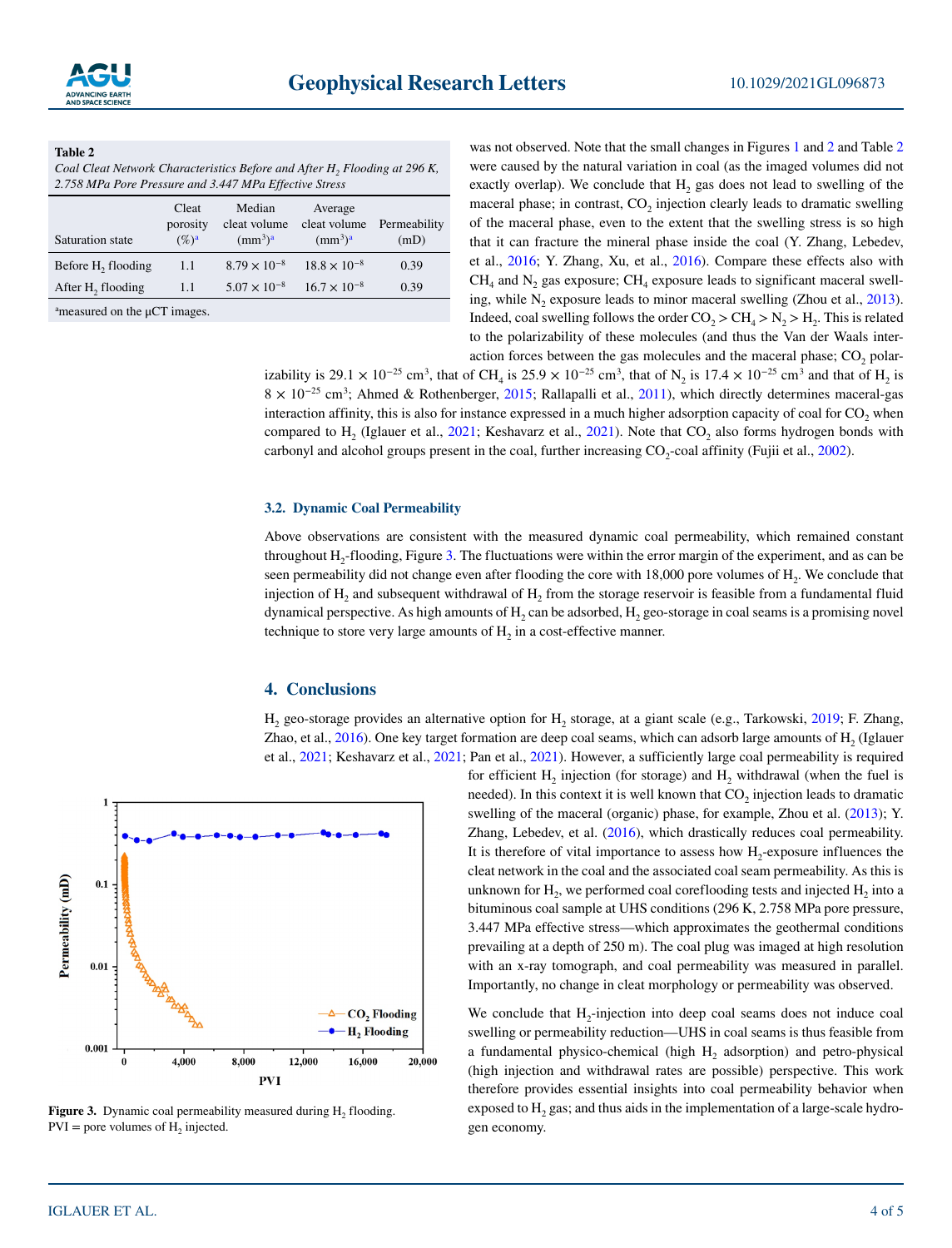**Table 2**

*Coal Cleat Network Characteristics Before and After $H_2$ Flooding at 296 K, 2.758 MPa Pore Pressure and 3.447 MPa Effective Stress*

| Saturation state | Cleat porosity (%)[a] | Median cleat volume (mm$^3$)[a] | Average cleat volume (mm$^3$)[a] | Permeability (mD) |
|---|---|---|---|---|
| Before $H_2$ flooding | 1.1 | $8.79 \times 10^{-8}$ | $18.8 \times 10^{-8}$ | 0.39 |
| After $H_2$ flooding | 1.1 | $5.07 \times 10^{-8}$ | $16.7 \times 10^{-8}$ | 0.39 |

[a]measured on the μCT images.

was not observed. Note that the small changes in Figures 1 and 2 and Table 2 were caused by the natural variation in coal (as the imaged volumes did not exactly overlap). We conclude that $H_2$ gas does not lead to swelling of the maceral phase; in contrast, $CO_2$ injection clearly leads to dramatic swelling of the maceral phase, even to the extent that the swelling stress is so high that it can fracture the mineral phase inside the coal (Y. Zhang, Lebedev, et al., 2016; Y. Zhang, Xu, et al., 2016). Compare these effects also with $CH_4$ and $N_2$ gas exposure; $CH_4$ exposure leads to significant maceral swelling, while $N_2$ exposure leads to minor maceral swelling (Zhou et al., 2013). Indeed, coal swelling follows the order $CO_2 > CH_4 > N_2 > H_2$. This is related to the polarizability of these molecules (and thus the Van der Waals interaction forces between the gas molecules and the maceral phase; $CO_2$ polarizability is $29.1 \times 10^{-25}$ cm$^3$, that of $CH_4$ is $25.9 \times 10^{-25}$ cm$^3$, that of $N_2$ is $17.4 \times 10^{-25}$ cm$^3$ and that of $H_2$ is $8 \times 10^{-25}$ cm$^3$; Ahmed & Rothenberger, 2015; Rallapalli et al., 2011), which directly determines maceral-gas interaction affinity, this is also for instance expressed in a much higher adsorption capacity of coal for $CO_2$ when compared to $H_2$ (Iglauer et al., 2021; Keshavarz et al., 2021). Note that $CO_2$ also forms hydrogen bonds with carbonyl and alcohol groups present in the coal, further increasing $CO_2$-coal affinity (Fujii et al., 2002).

### 3.2. Dynamic Coal Permeability

Above observations are consistent with the measured dynamic coal permeability, which remained constant throughout $H_2$-flooding, Figure 3. The fluctuations were within the error margin of the experiment, and as can be seen permeability did not change even after flooding the core with 18,000 pore volumes of $H_2$. We conclude that injection of $H_2$ and subsequent withdrawal of $H_2$ from the storage reservoir is feasible from a fundamental fluid dynamical perspective. As high amounts of $H_2$ can be adsorbed, $H_2$ geo-storage in coal seams is a promising novel technique to store very large amounts of $H_2$ in a cost-effective manner.

## 4. Conclusions

$H_2$ geo-storage provides an alternative option for $H_2$ storage, at a giant scale (e.g., Tarkowski, 2019; F. Zhang, Zhao, et al., 2016). One key target formation are deep coal seams, which can adsorb large amounts of $H_2$ (Iglauer et al., 2021; Keshavarz et al., 2021; Pan et al., 2021). However, a sufficiently large coal permeability is required for efficient $H_2$ injection (for storage) and $H_2$ withdrawal (when the fuel is needed). In this context it is well known that $CO_2$ injection leads to dramatic swelling of the maceral (organic) phase, for example, Zhou et al. (2013); Y. Zhang, Lebedev, et al. (2016), which drastically reduces coal permeability. It is therefore of vital importance to assess how $H_2$-exposure influences the cleat network in the coal and the associated coal seam permeability. As this is unknown for $H_2$, we performed coal coreflooding tests and injected $H_2$ into a bituminous coal sample at UHS conditions (296 K, 2.758 MPa pore pressure, 3.447 MPa effective stress—which approximates the geothermal conditions prevailing at a depth of 250 m). The coal plug was imaged at high resolution with an x-ray tomograph, and coal permeability was measured in parallel. Importantly, no change in cleat morphology or permeability was observed.

We conclude that $H_2$-injection into deep coal seams does not induce coal swelling or permeability reduction—UHS in coal seams is thus feasible from a fundamental physico-chemical (high $H_2$ adsorption) and petro-physical (high injection and withdrawal rates are possible) perspective. This work therefore provides essential insights into coal permeability behavior when exposed to $H_2$ gas; and thus aids in the implementation of a large-scale hydrogen economy.

**Figure 3.** Dynamic coal permeability measured during $H_2$ flooding. PVI = pore volumes of $H_2$ injected.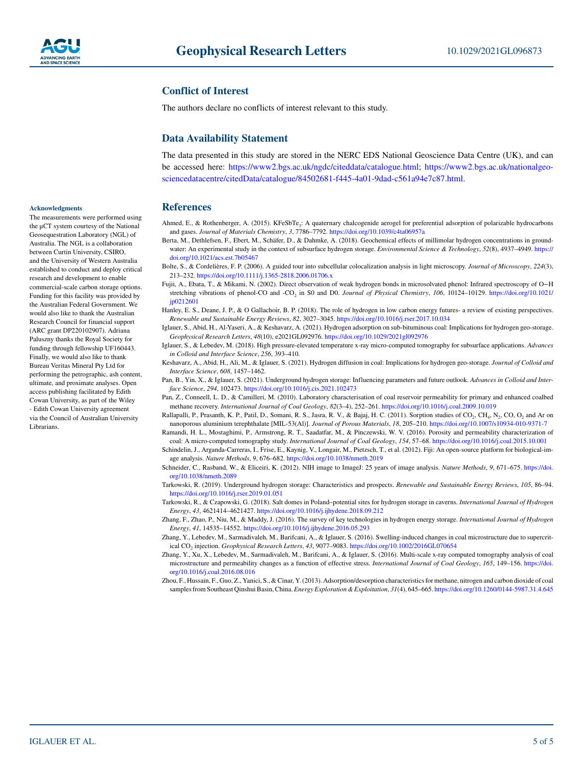## Conflict of Interest

The authors declare no conflicts of interest relevant to this study.

## Data Availability Statement

The data presented in this study are stored in the NERC EDS National Geoscience Data Centre (UK), and can be accessed here: https://www2.bgs.ac.uk/ngdc/citeddata/catalogue.html; https://www2.bgs.ac.uk/nationalgeosciencedatacentre/citedData/catalogue/84502681-f445-4a01-9dad-c561a94e7c87.html.

### Acknowledgments

The measurements were performed using the μCT system courtesy of the National Geosequestration Laboratory (NGL) of Australia. The NGL is a collaboration between Curtin University, CSIRO, and the University of Western Australia established to conduct and deploy critical research and development to enable commercial-scale carbon storage options. Funding for this facility was provided by the Australian Federal Government. We would also like to thank the Australian Research Council for financial support (ARC grant DP220102907). Adriana Paluszny thanks the Royal Society for funding through fellowship UF160443. Finally, we would also like to thank Bureau Veritas Mineral Pty Ltd for performing the petrographic, ash content, ultimate, and proximate analyses. Open access publishing facilitated by Edith Cowan University, as part of the Wiley - Edith Cowan University agreement via the Council of Australian University Librarians.

## References

Ahmed, E., & Rothenberger, A. (2015). $KFeSbTe_3$: A quaternary chalcogenide aerogel for preferential adsorption of polarizable hydrocarbons and gases. *Journal of Materials Chemistry*, *3*, 7786–7792. https://doi.org/10.1039/c4ta06957a

Berta, M., Dethlefsen, F., Ebert, M., Schäfer, D., & Dahmke, A. (2018). Geochemical effects of millimolar hydrogen concentrations in groundwater: An experimental study in the context of subsurface hydrogen storage. *Environmental Science & Technology*, *52*(8), 4937–4949. https://doi.org/10.1021/acs.est.7b05467

Bolte, S., & Cordelières, F. P. (2006). A guided tour into subcellular colocalization analysis in light microscopy. *Journal of Microscopy*, *224*(3), 213–232. https://doi.org/10.1111/j.1365-2818.2006.01706.x

Fujii, A., Ebata, T., & Mikami, N. (2002). Direct observation of weak hydrogen bonds in microsolvated phenol: Infrared spectroscopy of O–H stretching vibrations of phenol-CO and -$CO_2$ in S0 and D0. *Journal of Physical Chemistry*, *106*, 10124–10129. https://doi.org/10.1021/jp0212601

Hanley, E. S., Deane, J. P., & O Gallachoir, B. P. (2018). The role of hydrogen in low carbon energy futures- a review of existing perspectives. *Renewable and Sustainable Energy Reviews*, *82*, 3027–3045. https://doi.org/10.1016/j.rser.2017.10.034

Iglauer, S., Abid, H., Al-Yaseri, A., & Keshavarz, A. (2021). Hydrogen adsorption on sub-bituminous coal: Implications for hydrogen geo-storage. *Geophysical Research Letters*, *48*(10), e2021GL092976. https://doi.org/10.1029/2021gl092976

Iglauer, S., & Lebedev, M. (2018). High pressure-elevated temperature x-ray micro-computed tomography for subsurface applications. *Advances in Colloid and Interface Science*, *256*, 393–410.

Keshavarz, A., Abid, H., Ali, M., & Iglauer, S. (2021). Hydrogen diffusion in coal: Implications for hydrogen geo-storage. *Journal of Colloid and Interface Science*, *608*, 1457–1462.

Pan, B., Yin, X., & Iglauer, S. (2021). Underground hydrogen storage: Influencing parameters and future outlook. *Advances in Colloid and Interface Science*, *294*, 102473. https://doi.org/10.1016/j.cis.2021.102473

Pan, Z., Conneell, L. D., & Camilleri, M. (2010). Laboratory characterisation of coal reservoir permeability for primary and enhanced coalbed methane recovery. *International Journal of Coal Geology*, *82*(3–4), 252–261. https://doi.org/10.1016/j.coal.2009.10.019

Rallapalli, P., Prasanth, K. P., Patil, D., Somani, R. S., Jasra, R. V., & Bajaj, H. C. (2011). Sorption studies of $CO_2$, $CH_4$, $N_2$, CO, $O_2$ and Ar on nanoporous aluminium terephthalate [MIL-53(Al)]. *Journal of Porous Materials*, *18*, 205–210. https://doi.org/10.1007/s10934-010-9371-7

Ramandi, H. L., Mostaghimi, P., Armstrong, R. T., Saadatfar, M., & Pinczewski, W. V. (2016). Porosity and permeability characterization of coal: A micro-computed tomography study. *International Journal of Coal Geology*, *154*, 57–68. https://doi.org/10.1016/j.coal.2015.10.001

Schindelin, J., Arganda-Carreras, I., Frise, E., Kaynig, V., Longair, M., Pietzsch, T., et al. (2012). Fiji: An open-source platform for biological-image analysis. *Nature Methods*, *9*, 676–682. https://doi.org/10.1038/nmeth.2019

Schneider, C., Rasband, W., & Eliceiri, K. (2012). NIH image to ImageJ: 25 years of image analysis. *Nature Methods*, *9*, 671–675. https://doi.org/10.1038/nmeth.2089

Tarkowski, R. (2019). Underground hydrogen storage: Characteristics and prospects. *Renewable and Sustainable Energy Reviews*, *105*, 86–94. https://doi.org/10.1016/j.rser.2019.01.051

Tarkowski, R., & Czapowski, G. (2018). Salt domes in Poland–potential sites for hydrogen storage in caverns. *International Journal of Hydrogen Energy*, *43*, 4621414–4621427. https://doi.org/10.1016/j.ijhydene.2018.09.212

Zhang, F., Zhao, P., Niu, M., & Maddy, J. (2016). The survey of key technologies in hydrogen energy storage. *International Journal of Hydrogen Energy*, *41*, 14535–14552. https://doi.org/10.1016/j.ijhydene.2016.05.293

Zhang, Y., Lebedev, M., Sarmadivaleh, M., Barifcani, A., & Iglauer, S. (2016). Swelling-induced changes in coal microstructure due to supercritical $CO_2$ injection. *Geophysical Research Letters*, *43*, 9077–9083. https://doi.org/10.1002/2016GL070654

Zhang, Y., Xu, X., Lebedev, M., Sarmadivaleh, M., Barifcani, A., & Iglauer, S. (2016). Multi-scale x-ray computed tomography analysis of coal microstructure and permeability changes as a function of effective stress. *International Journal of Coal Geology*, *165*, 149–156. https://doi.org/10.1016/j.coal.2016.08.016

Zhou, F., Hussain, F., Guo, Z., Yanici, S., & Cinar, Y. (2013). Adsorption/desorption characteristics for methane, nitrogen and carbon dioxide of coal samples from Southeast Qinshui Basin, China. *Energy Exploration & Exploitation*, *31*(4), 645–665. https://doi.org/10.1260/0144-5987.31.4.645